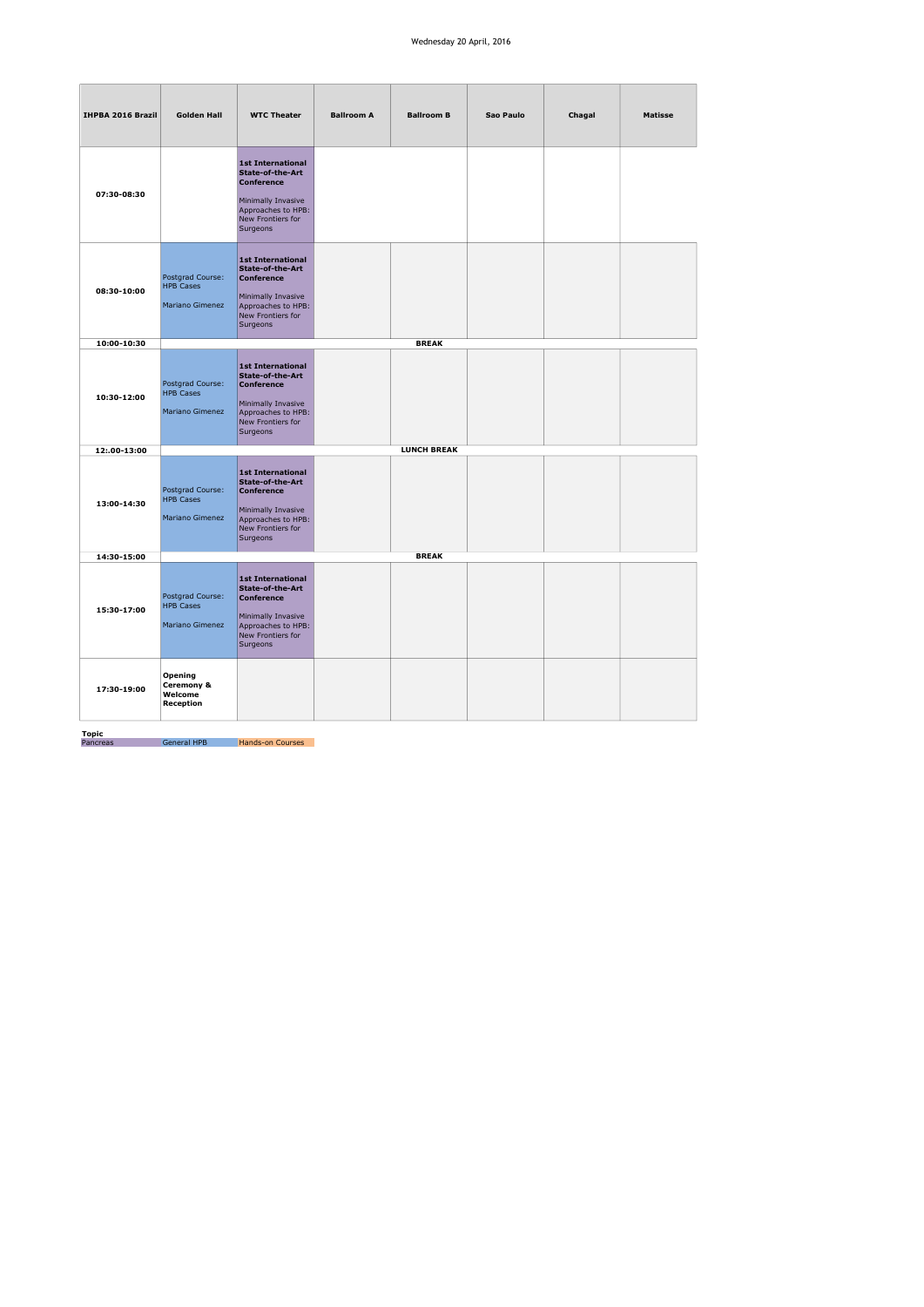Wednesday 20 April, 2016

| IHPBA 2016 Brazil | Golden Hall | WTC Theater | Ballroom A | Ballroom B | Sao Paulo | Chagal | Matisse |
|---|---|---|---|---|---|---|---|
| 07:30-08:30 | | **1st International State-of-the-Art Conference** Minimally Invasive Approaches to HPB: New Frontiers for Surgeons | | | | | |
| 08:30-10:00 | Postgrad Course: HPB Cases Mariano Gimenez | **1st International State-of-the-Art Conference** Minimally Invasive Approaches to HPB: New Frontiers for Surgeons | | | | | |
| 10:00-10:30 | | | | **BREAK** | | | |
| 10:30-12:00 | Postgrad Course: HPB Cases Mariano Gimenez | **1st International State-of-the-Art Conference** Minimally Invasive Approaches to HPB: New Frontiers for Surgeons | | | | | |
| 12:.00-13:00 | | | | **LUNCH BREAK** | | | |
| 13:00-14:30 | Postgrad Course: HPB Cases Mariano Gimenez | **1st International State-of-the-Art Conference** Minimally Invasive Approaches to HPB: New Frontiers for Surgeons | | | | | |
| 14:30-15:00 | | | | **BREAK** | | | |
| 15:30-17:00 | Postgrad Course: HPB Cases Mariano Gimenez | **1st International State-of-the-Art Conference** Minimally Invasive Approaches to HPB: New Frontiers for Surgeons | | | | | |
| 17:30-19:00 | **Opening Ceremony & Welcome Reception** | | | | | | |

**Topic**

| Pancreas | General HPB | Hands-on Courses |
|---|---|---|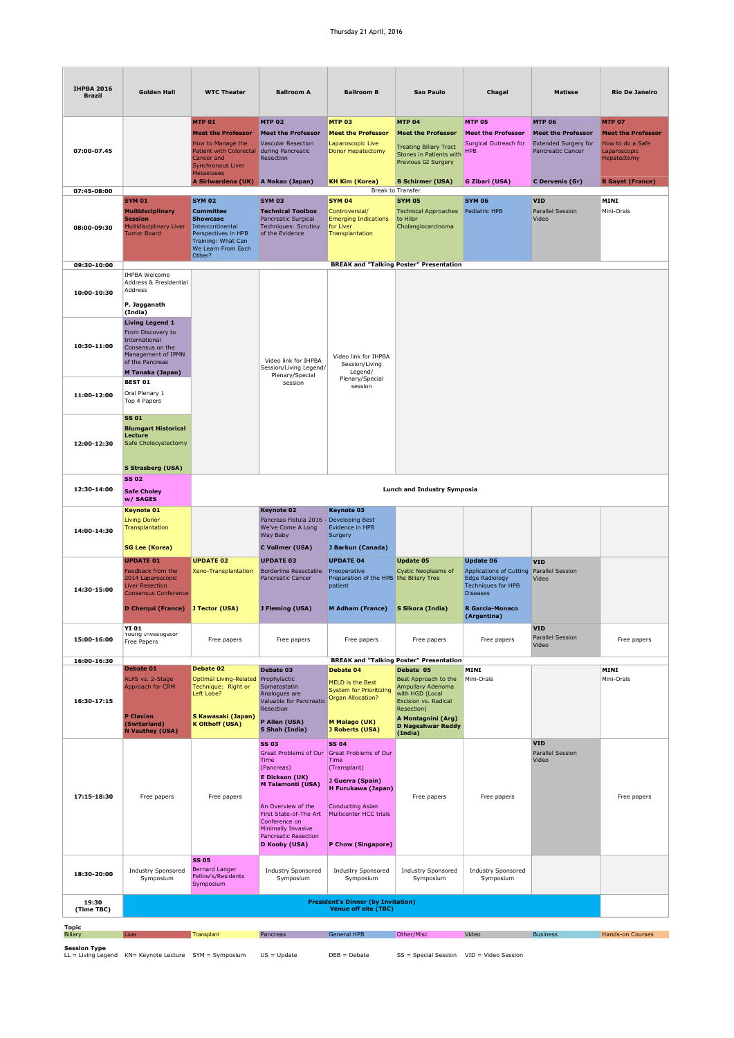Thursday 21 April, 2016

| IHPBA 2016 Brazil | Golden Hall | WTC Theater | Ballroom A | Ballroom B | Sao Paulo | Chagal | Matisse | Rio De Janeiro |
|---|---|---|---|---|---|---|---|---|
| 07:00-07.45 | | **MTP 01** **Meet the Professor** How to Manage the Patient with Colorectal Cancer and Synchronous Liver Metastases **A Siriwardena (UK)** | **MTP 02** **Meet the Professor** Vascular Resection during Pancreatic Resection **A Nakao (Japan)** | **MTP 03** **Meet the Professor** Laparoscopic Live Donor Hepatectomy **KH Kim (Korea)** | **MTP 04** **Meet the Professor** Treating Biliary Tract Stones in Patients with Previous GI Surgery **B Schirmer (USA)** | **MTP 05** **Meet the Professor** Surgical Outreach for HPB **G Zibari (USA)** | **MTP 06** **Meet the Professor** Extended Surgery for Pancreatic Cancer **C Dervenis (Gr)** | **MTP 07** **Meet the Professor** How to do a Safe Laparoscopic Hepatectomy **B Gayet (France)** |
| 07:45-08:00 | Break to Transfer | | | | | | | |
| 08:00-09:30 | **SYM 01** **Multidisciplinary Session** Multidisciplinary Liver Tumor Board | **SYM 02** **Committee Showcase** Intercontinental Perspectives in HPB Training: What Can We Learn From Each Other? | **SYM 03** **Technical Toolbox** Pancreatic Surgical Techniques: Scrutiny of the Evidence | **SYM 04** Controversial/ Emerging Indications for Liver Transplantation | **SYM 05** Technical Approaches to Hilar Cholangiocarcinoma | **SYM 06** Pediatric HPB | **VID** Parallel Session Video | **MINI** Mini-Orals |
| 09:30-10:00 | BREAK and "Talking Poster" Presentation | | | | | | | |
| 10:00-10:30 | IHPBA Welcome Address & Presidential Address **P. Jagganath (India)** | | Video link for IHPBA Session/Living Legend/ Plenary/Special session | Video link for IHPBA Session/Living Legend/ Plenary/Special session | | | | |
| 10:30-11:00 | **Living Legend 1** From Discovery to International Consensus on the Management of IPMN of the Pancreas **M Tanaka (Japan)** | | | | | | | |
| 11:00-12:00 | **BEST 01** Oral Plenary 1 Top 4 Papers | | | | | | | |
| 12:00-12:30 | **SS 01** **Blumgart Historical Lecture** Safe Cholecystectomy **S Strasberg (USA)** | | | | | | | |
| 12:30-14:00 | **SS 02** **Safe Choley w/ SAGES** | Lunch and Industry Symposia | | | | | | |
| 14:00-14:30 | **Keynote 01** Living Donor Transplantation **SG Lee (Korea)** | | **Keynote 02** Pancreas Fistula 2016 - We've Come A Long Way Baby **C Vollmer (USA)** | **Keynote 03** Developing Best Evidence in HPB Surgery **J Barkun (Canada)** | | | | |
| 14:30-15:00 | **UPDATE 01** Feedback from the 2014 Laparoscopic Liver Resection Consensus Conference **D Cherqui (France)** | **UPDATE 02** Xeno-Transplantation **J Tector (USA)** | **UPDATE 03** Borderline Resectable Pancreatic Cancer **J Fleming (USA)** | **UPDATE 04** Preoperative Preparation of the HPB patient **M Adham (France)** | **Update 05** Cystic Neoplasms of the Biliary Tree **S Sikora (India)** | **Update 06** Applications of Cutting Edge Radiology Techniques for HPB Diseases **R Garcia-Monaco (Argentina)** | **VID** Parallel Session Video | |
| 15:00-16:00 | **YI 01** Young Investigator Free Papers | Free papers | Free papers | Free papers | Free papers | Free papers | **VID** Parallel Session Video | Free papers |
| 16:00-16:30 | BREAK and "Talking Poster" Presentation | | | | | | | |
| 16:30-17:15 | **Debate 01** ALPS vs. 2-Stage Approach for CRM **P Clavien (Switerland)** **N Vauthey (USA)** | **Debate 02** Optimal Living-Related Technique: Right or Left Lobe? **S Kawasaki (Japan)** **K Olthoff (USA)** | **Debate 03** Prophylactic Somatostatin Analogues are Valuable for Pancreatic Resection **P Allen (USA)** **S Shah (India)** | **Debate 04** MELD is the Best System for Prioritizing Organ Allocation? **M Malago (UK)** **J Roberts (USA)** | **Debate 05** Best Approach to the Ampullary Adenoma with HGD (Local Excision vs. Radical Resection) **A Montagnini (Arg)** **D Nageshwar Reddy (India)** | **MINI** Mini-Orals | | **MINI** Mini-Orals |
| 17:15-18:30 | Free papers | Free papers | **SS 03** Great Problems of Our Time (Pancreas) **E Dickson (UK)** **M Talamonti (USA)** An Overview of the First State-of-The Art Conference on Minimally Invasive Pancreatic Resection **D Kooby (USA)** | **SS 04** Great Problems of Our Time (Transplant) **J Guerra (Spain)** **H Furukawa (Japan)** Conducting Asian Multicenter HCC trials **P Chow (Singapore)** | Free papers | Free papers | **VID** Parallel Session Video | Free papers |
| 18:30-20:00 | Industry Sponsored Symposium | **SS 05** Bernard Langer Fellow's/Residents Symposium | Industry Sponsored Symposium | Industry Sponsored Symposium | Industry Sponsored Symposium | Industry Sponsored Symposium | | |
| 19:30 (Time TBC) | **President's Dinner (by Invitation)** **Venue off site (TBC)** | | | | | | | |

**Topic**

Biliary | Liver | Transplant | Pancreas | General HPB | Other/Misc | Video | Business | Hands-on Courses

**Session Type**

LL = Living Legend | KN= Keynote Lecture | SYM = Symposium | US = Update | DEB = Debate | SS = Special Session | VID = Video Session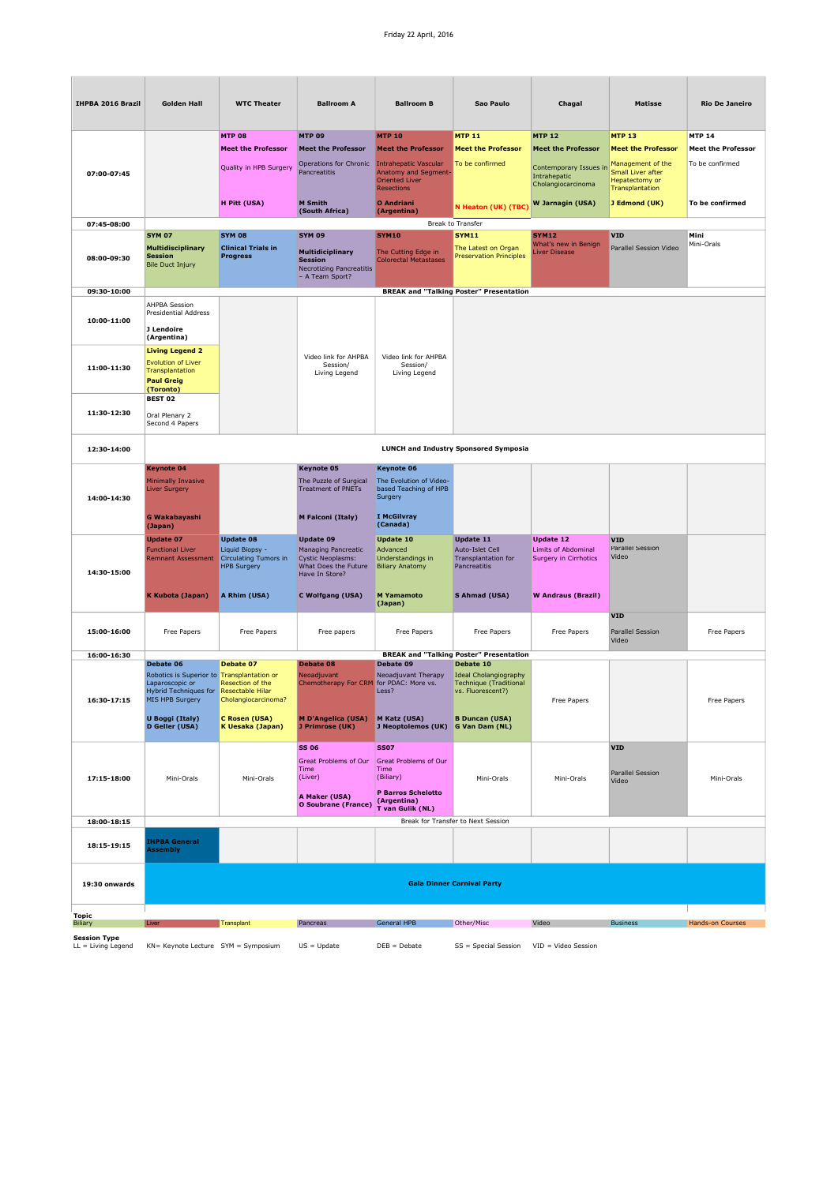Friday 22 April, 2016

| IHPBA 2016 Brazil | Golden Hall | WTC Theater | Ballroom A | Ballroom B | Sao Paulo | Chagal | Matisse | Rio De Janeiro |
|---|---|---|---|---|---|---|---|---|
| 07:00-07:45 | | **MTP 08** **Meet the Professor** Quality in HPB Surgery **H Pitt (USA)** | **MTP 09** **Meet the Professor** Operations for Chronic Pancreatitis **M Smith (South Africa)** | **MTP 10** **Meet the Professor** Intrahepatic Vascular Anatomy and Segment-Oriented Liver Resections **O Andriani (Argentina)** | **MTP 11** **Meet the Professor** To be confirmed **N Heaton (UK) (TBC)** | **MTP 12** **Meet the Professor** Contemporary Issues in Intrahepatic Cholangiocarcinoma **W Jarnagin (USA)** | **MTP 13** **Meet the Professor** Management of the Small Liver after Hepatectomy or Transplantation **J Edmond (UK)** | **MTP 14** **Meet the Professor** To be confirmed **To be confirmed** |
| 07:45-08:00 | Break to Transfer | | | | | | | |
| 08:00-09:30 | **SYM 07** **Multidisciplinary Session** Bile Duct Injury | **SYM 08** **Clinical Trials in Progress** | **SYM 09** **Multidiciplinary Session** Necrotizing Pancreatitis – A Team Sport? | **SYM10** The Cutting Edge in Colorectal Metastases | **SYM11** The Latest on Organ Preservation Principles | **SYM12** What's new in Benign Liver Disease | **VID** Parallel Session Video | **Mini** Mini-Orals |
| 09:30-10:00 | **BREAK and "Talking Poster" Presentation** | | | | | | | |
| 10:00-11:00 | AHPBA Session Presidential Address **J Lendoire (Argentina)** | | Video link for AHPBA Session/ Living Legend | Video link for AHPBA Session/ Living Legend | | | | |
| 11:00-11:30 | **Living Legend 2** Evolution of Liver Transplantation **Paul Greig (Toronto)** | | | | | | | |
| 11:30-12:30 | **BEST 02** Oral Plenary 2 Second 4 Papers | | | | | | | |
| 12:30-14:00 | **LUNCH and Industry Sponsored Symposia** | | | | | | | |
| 14:00-14:30 | **Keynote 04** Minimally Invasive Liver Surgery **G Wakabayashi (Japan)** | | **Keynote 05** The Puzzle of Surgical Treatment of PNETs **M Falconi (Italy)** | **Keynote 06** The Evolution of Video-based Teaching of HPB Surgery **I McGilvray (Canada)** | | | | |
| 14:30-15:00 | **Update 07** Functional Liver Remnant Assessment **K Kubota (Japan)** | **Update 08** Liquid Biopsy - Circulating Tumors in HPB Surgery **A Rhim (USA)** | **Update 09** Managing Pancreatic Cystic Neoplasms: What Does the Future Have In Store? **C Wolfgang (USA)** | **Update 10** Advanced Understandings in Biliary Anatomy **M Yamamoto (Japan)** | **Update 11** Auto-Islet Cell Transplantation for Pancreatitis **S Ahmad (USA)** | **Update 12** Limits of Abdominal Surgery in Cirrhotics **W Andraus (Brazil)** | **VID** Parallel Session Video | |
| 15:00-16:00 | Free Papers | Free Papers | Free papers | Free Papers | Free Papers | Free Papers | **VID** Parallel Session Video | Free Papers |
| 16:00-16:30 | **BREAK and "Talking Poster" Presentation** | | | | | | | |
| 16:30-17:15 | **Debate 06** Robotics is Superior to Laparoscopic or Hybrid Techniques for MIS HPB Surgery **U Boggi (Italy)** **D Geller (USA)** | **Debate 07** Transplantation or Resection of the Resectable Hilar Cholangiocarcinoma? **C Rosen (USA)** **K Uesaka (Japan)** | **Debate 08** Neoadjuvant Chemotherapy For CRM **M D'Angelica (USA)** **J Primrose (UK)** | **Debate 09** Neoadjuvant Therapy for PDAC: More vs. Less? **M Katz (USA)** **J Neoptolemos (UK)** | **Debate 10** Ideal Cholangiography Technique (Traditional vs. Fluorescent?) **B Duncan (USA)** **G Van Dam (NL)** | Free Papers | | Free Papers |
| 17:15-18:00 | Mini-Orals | Mini-Orals | **SS 06** Great Problems of Our Time (Liver) **A Maker (USA)** **O Soubrane (France)** | **SS07** Great Problems of Our Time (Biliary) **P Barros Schelotto (Argentina)** **T van Gulik (NL)** | Mini-Orals | Mini-Orals | **VID** Parallel Session Video | Mini-Orals |
| 18:00-18:15 | Break for Transfer to Next Session | | | | | | | |
| 18:15-19:15 | **IHPBA General Assembly** | | | | | | | |
| 19:30 onwards | **Gala Dinner Carnival Party** | | | | | | | |

**Topic**

Biliary | Liver | Transplant | Pancreas | General HPB | Other/Misc | Video | Business | Hands-on Courses

**Session Type**

LL = Living Legend | KN= Keynote Lecture | SYM = Symposium | US = Update | DEB = Debate | SS = Special Session | VID = Video Session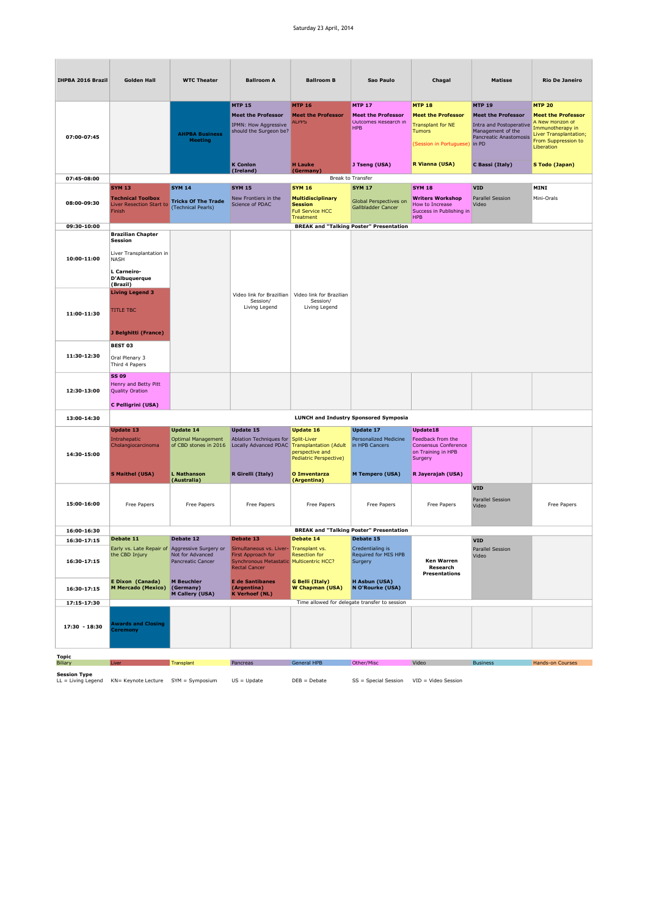Saturday 23 April, 2014

| IHPBA 2016 Brazil | Golden Hall | WTC Theater | Ballroom A | Ballroom B | Sao Paulo | Chagal | Matisse | Rio De Janeiro |
|---|---|---|---|---|---|---|---|---|
| 07:00-07:45 | | AHPBA Business Meeting | MTP 15 Meet the Professor IPMN: How Aggressive should the Surgeon be? K Conlon (Ireland) | MTP 16 Meet the Professor ALPPS H Lauke (Germany) | MTP 17 Meet the Professor Outcomes Research in HPB J Tseng (USA) | MTP 18 Meet the Professor Transplant for NE Tumors (Session in Portuguese) R Vianna (USA) | MTP 19 Meet the Professor Intra and Postoperative Management of the Pancreatic Anastomosis in PD C Bassi (Italy) | MTP 20 Meet the Professor A New Horizon of Immunotherapy in Liver Transplantation; From Suppression to Liberation S Todo (Japan) |
| 07:45-08:00 | Break to Transfer | | | | | | | |
| 08:00-09:30 | SYM 13 Technical Toolbox Liver Resection Start to Finish | SYM 14 Tricks Of The Trade (Technical Pearls) | SYM 15 New Frontiers in the Science of PDAC | SYM 16 Multidisciplinary Session Full Service HCC Treatment | SYM 17 Global Perspectives on Gallbladder Cancer | SYM 18 Writers Workshop How to Increase Success in Publishing in HPB | VID Parallel Session Video | MINI Mini-Orals |
| 09:30-10:00 | BREAK and "Talking Poster" Presentation | | | | | | | |
| 10:00-11:00 | Brazilian Chapter Session Liver Transplantation in NASH L Carneiro-D'Albuquerque (Brazil) | | Video link for Brazillian Session/ Living Legend | Video link for Brazillian Session/ Living Legend | | | | |
| 11:00-11:30 | Living Legend 3 TITLE TBC J Belghitti (France) | | | | | | | |
| 11:30-12:30 | BEST 03 Oral Plenary 3 Third 4 Papers | | | | | | | |
| 12:30-13:00 | SS 09 Henry and Betty Pitt Quality Oration C Pelligrini (USA) | | | | | | | |
| 13:00-14:30 | LUNCH and Industry Sponsored Symposia | | | | | | | |
| 14:30-15:00 | Update 13 Intrahepatic Cholangiocarcinoma S Maithel (USA) | Update 14 Optimal Management of CBD stones in 2016 L Nathanson (Australia) | Update 15 Ablation Techniques for Locally Advanced PDAC R Girelli (Italy) | Update 16 Split-Liver Transplantation (Adult perspective and Pediatric Perspective) O Inventarza (Argentina) | Update 17 Personalized Medicine in HPB Cancers M Tempero (USA) | Update18 Feedback from the Consensus Conference on Training in HPB Surgery R Jayerajah (USA) | | |
| 15:00-16:00 | Free Papers | Free Papers | Free Papers | Free Papers | Free Papers | Free Papers | VID Parallel Session Video | Free Papers |
| 16:00-16:30 | BREAK and "Talking Poster" Presentation | | | | | | | |
| 16:30-17:15 | Debate 11 Early vs. Late Repair of the CBD Injury E Dixon (Canada) M Mercado (Mexico) | Debate 12 Aggressive Surgery or Not for Advanced Pancreatic Cancer M Beuchler (Germany) M Callery (USA) | Debate 13 Simultaneous vs. Liver-First Approach for Synchronous Metastatic Rectal Cancer E de Santibanes (Argentina) K Verhoef (NL) | Debate 14 Transplant vs. Resection for Multicentric HCC? G Belli (Italy) W Chapman (USA) | Debate 15 Credentialing is Required for MIS HPB Surgery H Asbun (USA) N O'Rourke (USA) | Ken Warren Research Presentations | VID Parallel Session Video | |
| 17:15-17:30 | Time allowed for delegate transfer to session | | | | | | | |
| 17:30 - 18:30 | Awards and Closing Ceremony | | | | | | | |

**Topic**
Biliary | Liver | Transplant | Pancreas | General HPB | Other/Misc | Video | Business | Hands-on Courses

**Session Type**
LL = Living Legend | KN= Keynote Lecture | SYM = Symposium | US = Update | DEB = Debate | SS = Special Session | VID = Video Session